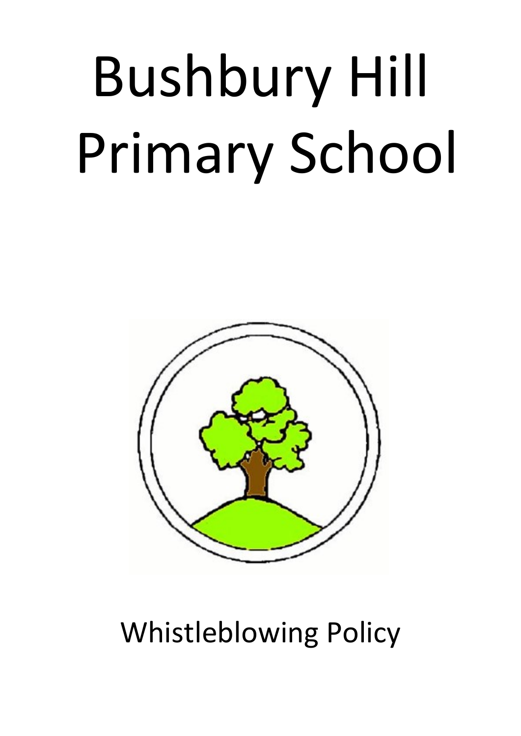# Bushbury Hill Primary School

Whistleblowing Policy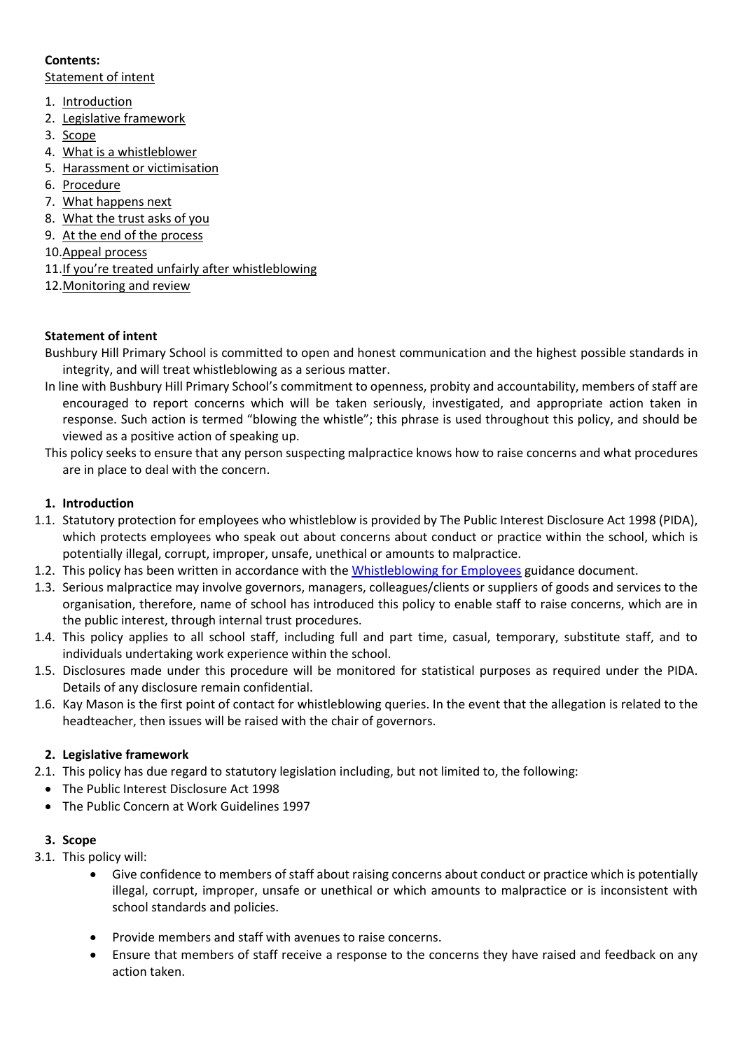**Contents:**

Statement of intent

1. Introduction
2. Legislative framework
3. Scope
4. What is a whistleblower
5. Harassment or victimisation
6. Procedure
7. What happens next
8. What the trust asks of you
9. At the end of the process
10. Appeal process
11. If you're treated unfairly after whistleblowing
12. Monitoring and review

**Statement of intent**

Bushbury Hill Primary School is committed to open and honest communication and the highest possible standards in integrity, and will treat whistleblowing as a serious matter.

In line with Bushbury Hill Primary School's commitment to openness, probity and accountability, members of staff are encouraged to report concerns which will be taken seriously, investigated, and appropriate action taken in response. Such action is termed "blowing the whistle"; this phrase is used throughout this policy, and should be viewed as a positive action of speaking up.

This policy seeks to ensure that any person suspecting malpractice knows how to raise concerns and what procedures are in place to deal with the concern.

**1. Introduction**

1.1. Statutory protection for employees who whistleblow is provided by The Public Interest Disclosure Act 1998 (PIDA), which protects employees who speak out about concerns about conduct or practice within the school, which is potentially illegal, corrupt, improper, unsafe, unethical or amounts to malpractice.

1.2. This policy has been written in accordance with the Whistleblowing for Employees guidance document.

1.3. Serious malpractice may involve governors, managers, colleagues/clients or suppliers of goods and services to the organisation, therefore, name of school has introduced this policy to enable staff to raise concerns, which are in the public interest, through internal trust procedures.

1.4. This policy applies to all school staff, including full and part time, casual, temporary, substitute staff, and to individuals undertaking work experience within the school.

1.5. Disclosures made under this procedure will be monitored for statistical purposes as required under the PIDA. Details of any disclosure remain confidential.

1.6. Kay Mason is the first point of contact for whistleblowing queries. In the event that the allegation is related to the headteacher, then issues will be raised with the chair of governors.

**2. Legislative framework**

2.1. This policy has due regard to statutory legislation including, but not limited to, the following:

- The Public Interest Disclosure Act 1998
- The Public Concern at Work Guidelines 1997

**3. Scope**

3.1. This policy will:

- Give confidence to members of staff about raising concerns about conduct or practice which is potentially illegal, corrupt, improper, unsafe or unethical or which amounts to malpractice or is inconsistent with school standards and policies.
- Provide members and staff with avenues to raise concerns.
- Ensure that members of staff receive a response to the concerns they have raised and feedback on any action taken.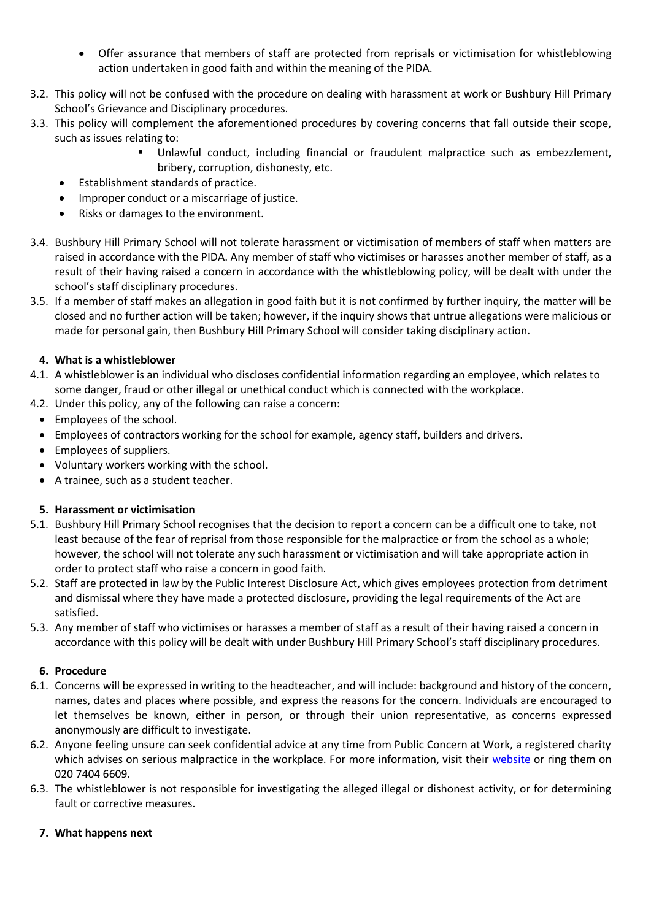- Offer assurance that members of staff are protected from reprisals or victimisation for whistleblowing action undertaken in good faith and within the meaning of the PIDA.

3.2. This policy will not be confused with the procedure on dealing with harassment at work or Bushbury Hill Primary School's Grievance and Disciplinary procedures.

3.3. This policy will complement the aforementioned procedures by covering concerns that fall outside their scope, such as issues relating to:
   - Unlawful conduct, including financial or fraudulent malpractice such as embezzlement, bribery, corruption, dishonesty, etc.
   - Establishment standards of practice.
   - Improper conduct or a miscarriage of justice.
   - Risks or damages to the environment.

3.4. Bushbury Hill Primary School will not tolerate harassment or victimisation of members of staff when matters are raised in accordance with the PIDA. Any member of staff who victimises or harasses another member of staff, as a result of their having raised a concern in accordance with the whistleblowing policy, will be dealt with under the school's staff disciplinary procedures.

3.5. If a member of staff makes an allegation in good faith but it is not confirmed by further inquiry, the matter will be closed and no further action will be taken; however, if the inquiry shows that untrue allegations were malicious or made for personal gain, then Bushbury Hill Primary School will consider taking disciplinary action.

## 4. What is a whistleblower

4.1. A whistleblower is an individual who discloses confidential information regarding an employee, which relates to some danger, fraud or other illegal or unethical conduct which is connected with the workplace.

4.2. Under this policy, any of the following can raise a concern:
   - Employees of the school.
   - Employees of contractors working for the school for example, agency staff, builders and drivers.
   - Employees of suppliers.
   - Voluntary workers working with the school.
   - A trainee, such as a student teacher.

## 5. Harassment or victimisation

5.1. Bushbury Hill Primary School recognises that the decision to report a concern can be a difficult one to take, not least because of the fear of reprisal from those responsible for the malpractice or from the school as a whole; however, the school will not tolerate any such harassment or victimisation and will take appropriate action in order to protect staff who raise a concern in good faith.

5.2. Staff are protected in law by the Public Interest Disclosure Act, which gives employees protection from detriment and dismissal where they have made a protected disclosure, providing the legal requirements of the Act are satisfied.

5.3. Any member of staff who victimises or harasses a member of staff as a result of their having raised a concern in accordance with this policy will be dealt with under Bushbury Hill Primary School's staff disciplinary procedures.

## 6. Procedure

6.1. Concerns will be expressed in writing to the headteacher, and will include: background and history of the concern, names, dates and places where possible, and express the reasons for the concern. Individuals are encouraged to let themselves be known, either in person, or through their union representative, as concerns expressed anonymously are difficult to investigate.

6.2. Anyone feeling unsure can seek confidential advice at any time from Public Concern at Work, a registered charity which advises on serious malpractice in the workplace. For more information, visit their website or ring them on 020 7404 6609.

6.3. The whistleblower is not responsible for investigating the alleged illegal or dishonest activity, or for determining fault or corrective measures.

## 7. What happens next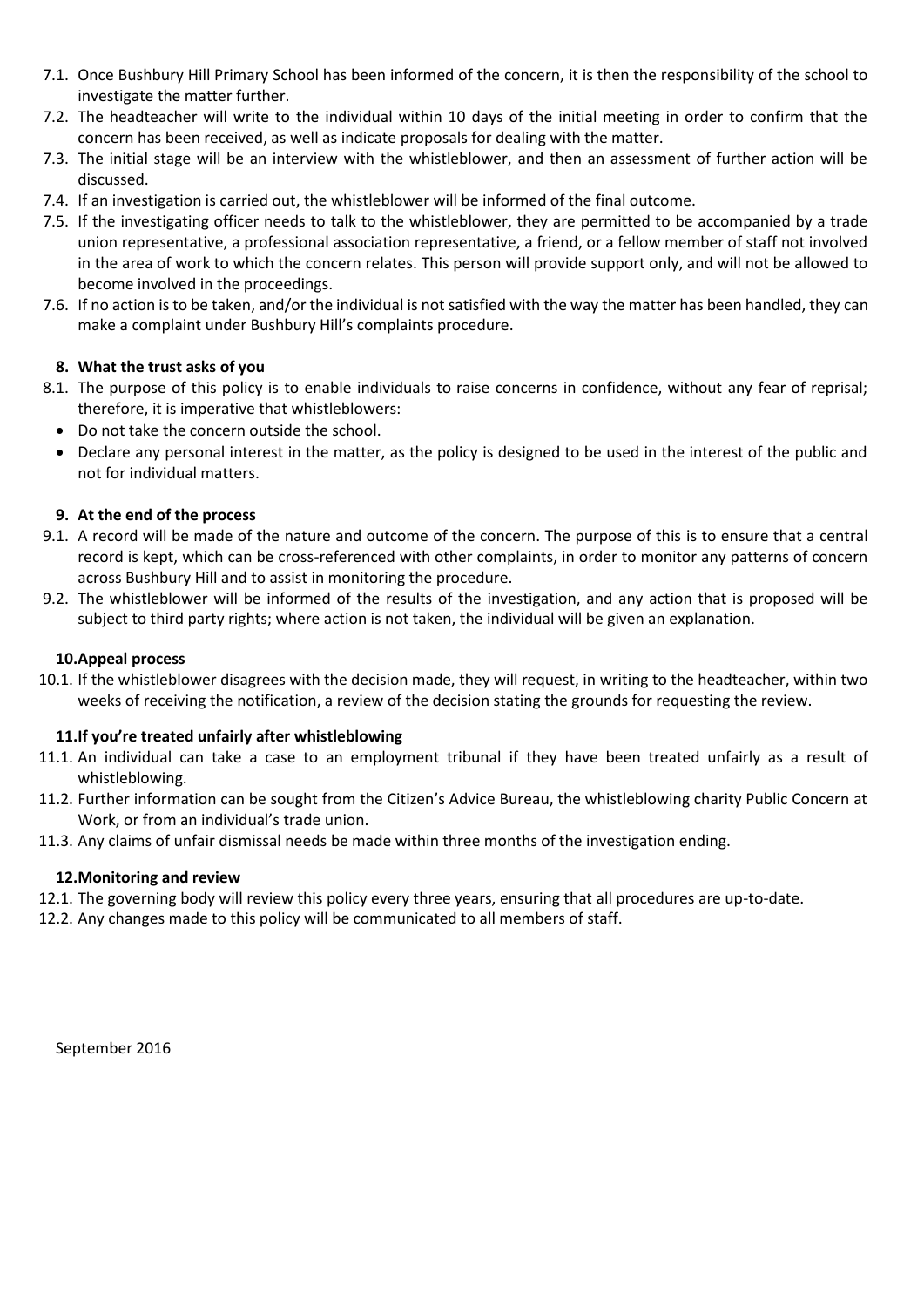7.1. Once Bushbury Hill Primary School has been informed of the concern, it is then the responsibility of the school to investigate the matter further.

7.2. The headteacher will write to the individual within 10 days of the initial meeting in order to confirm that the concern has been received, as well as indicate proposals for dealing with the matter.

7.3. The initial stage will be an interview with the whistleblower, and then an assessment of further action will be discussed.

7.4. If an investigation is carried out, the whistleblower will be informed of the final outcome.

7.5. If the investigating officer needs to talk to the whistleblower, they are permitted to be accompanied by a trade union representative, a professional association representative, a friend, or a fellow member of staff not involved in the area of work to which the concern relates. This person will provide support only, and will not be allowed to become involved in the proceedings.

7.6. If no action is to be taken, and/or the individual is not satisfied with the way the matter has been handled, they can make a complaint under Bushbury Hill's complaints procedure.

## 8. What the trust asks of you

8.1. The purpose of this policy is to enable individuals to raise concerns in confidence, without any fear of reprisal; therefore, it is imperative that whistleblowers:

- Do not take the concern outside the school.
- Declare any personal interest in the matter, as the policy is designed to be used in the interest of the public and not for individual matters.

## 9. At the end of the process

9.1. A record will be made of the nature and outcome of the concern. The purpose of this is to ensure that a central record is kept, which can be cross-referenced with other complaints, in order to monitor any patterns of concern across Bushbury Hill and to assist in monitoring the procedure.

9.2. The whistleblower will be informed of the results of the investigation, and any action that is proposed will be subject to third party rights; where action is not taken, the individual will be given an explanation.

## 10. Appeal process

10.1. If the whistleblower disagrees with the decision made, they will request, in writing to the headteacher, within two weeks of receiving the notification, a review of the decision stating the grounds for requesting the review.

## 11. If you're treated unfairly after whistleblowing

11.1. An individual can take a case to an employment tribunal if they have been treated unfairly as a result of whistleblowing.

11.2. Further information can be sought from the Citizen's Advice Bureau, the whistleblowing charity Public Concern at Work, or from an individual's trade union.

11.3. Any claims of unfair dismissal needs be made within three months of the investigation ending.

## 12. Monitoring and review

12.1. The governing body will review this policy every three years, ensuring that all procedures are up-to-date.

12.2. Any changes made to this policy will be communicated to all members of staff.

September 2016